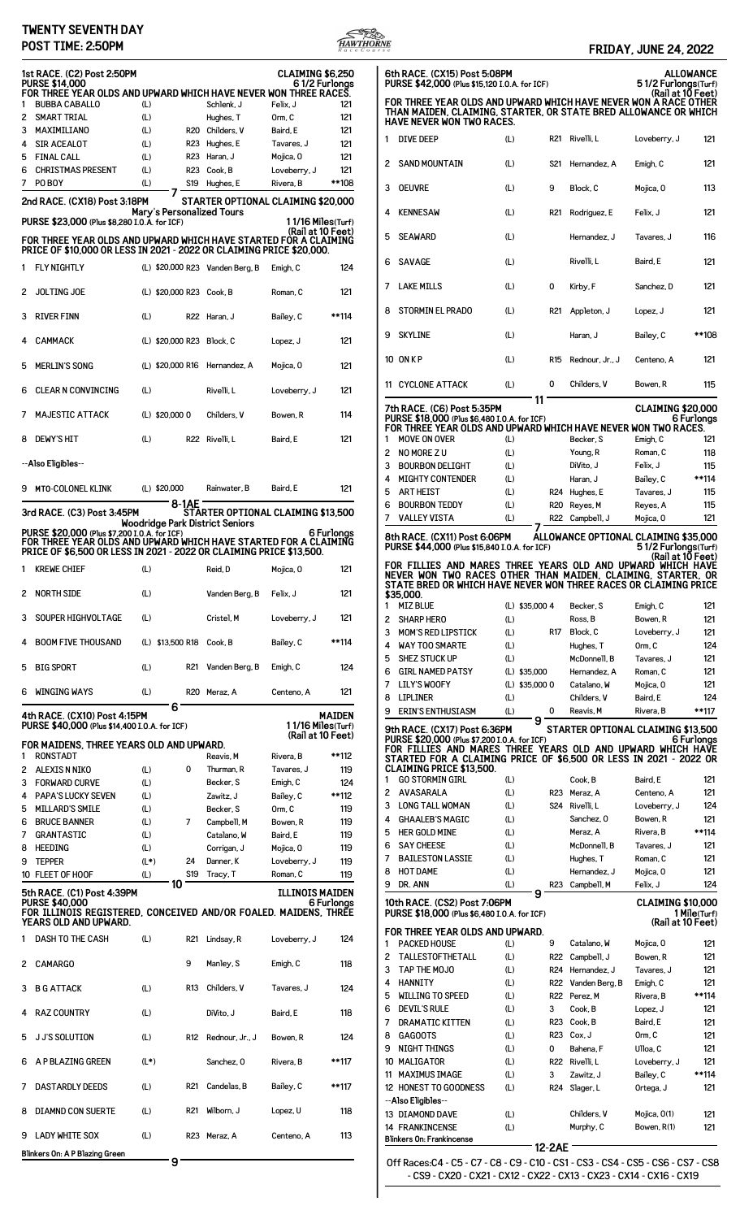# TWENTY SEVENTH DAY

**POST TIME: 2:50PM**

**FRIDAY, JUNE 24, 2022**

## 1st RACE. (C2) Post 2:50PM — CLAIMING $6,250

**PURSE $14,000** — 6 1/2 Furlongs

FOR THREE YEAR OLDS AND UPWARD WHICH HAVE NEVER WON THREE RACES.

| # | Horse | Med | Claim | Last | Trainer | Jockey | Wt |
|---|---|---|---|---|---|---|---|
| 1 | BUBBA CABALLO | (L) | | | Schlenk, J | Felix, J | 121 |
| 2 | SMART TRIAL | (L) | | | Hughes, T | Orm, C | 121 |
| 3 | MAXIMILIANO | (L) | | R20 | Childers, V | Baird, E | 121 |
| 4 | SIR ACEALOT | (L) | | R23 | Hughes, E | Tavares, J | 121 |
| 5 | FINAL CALL | (L) | | R23 | Haran, J | Mojica, O | 121 |
| 6 | CHRISTMAS PRESENT | (L) | | R23 | Cook, B | Loveberry, J | 121 |
| 7 | PO BOY | (L) | | S19 | Hughes, E | Rivera, B | **108 |

7

## 2nd RACE. (CX18) Post 3:18PM — STARTER OPTIONAL CLAIMING $20,000

Mary's Personalized Tours

**PURSE $23,000** (Plus $8,280 I.O.A. for ICF) — 1 1/16 Miles(Turf) (Rail at 10 Feet)

FOR THREE YEAR OLDS AND UPWARD WHICH HAVE STARTED FOR A CLAIMING PRICE OF $10,000 OR LESS IN 2021 - 2022 OR CLAIMING PRICE $20,000.

| # | Horse | Med | Claim | Last | Trainer | Jockey | Wt |
|---|---|---|---|---|---|---|---|
| 1 | FLY NIGHTLY | (L) | $20,000 | R23 | Vanden Berg, B | Emigh, C | 124 |
| 2 | JOLTING JOE | (L) | $20,000 | R23 | Cook, B | Roman, C | 121 |
| 3 | RIVER FINN | (L) | | R22 | Haran, J | Bailey, C | **114 |
| 4 | CAMMACK | (L) | $20,000 | R23 | Block, C | Lopez, J | 121 |
| 5 | MERLIN'S SONG | (L) | $20,000 | R16 | Hernandez, A | Mojica, O | 121 |
| 6 | CLEAR N CONVINCING | (L) | | | Rivelli, L | Loveberry, J | 121 |
| 7 | MAJESTIC ATTACK | (L) | $20,000 | 0 | Childers, V | Bowen, R | 114 |
| 8 | DEWY'S HIT | (L) | | R22 | Rivelli, L | Baird, E | 121 |
| | --Also Eligibles-- | | | | | | |
| 9 | MTO-COLONEL KLINK | (L) | $20,000 | | Rainwater, B | Baird, E | 121 |

8-1AE

## 3rd RACE. (C3) Post 3:45PM — STARTER OPTIONAL CLAIMING $13,500

Woodridge Park District Seniors

**PURSE $20,000** (Plus $7,200 I.O.A. for ICF) — 6 Furlongs

FOR THREE YEAR OLDS AND UPWARD WHICH HAVE STARTED FOR A CLAIMING PRICE OF $6,500 OR LESS IN 2021 - 2022 OR CLAIMING PRICE $13,500.

| # | Horse | Med | Claim | Last | Trainer | Jockey | Wt |
|---|---|---|---|---|---|---|---|
| 1 | KREWE CHIEF | (L) | | | Reid, D | Mojica, O | 121 |
| 2 | NORTH SIDE | (L) | | | Vanden Berg, B | Felix, J | 121 |
| 3 | SOUPER HIGHVOLTAGE | (L) | | | Cristel, M | Loveberry, J | 121 |
| 4 | BOOM FIVE THOUSAND | (L) | $13,500 | R18 | Cook, B | Bailey, C | **114 |
| 5 | BIG SPORT | (L) | | R21 | Vanden Berg, B | Emigh, C | 124 |
| 6 | WINGING WAYS | (L) | | R20 | Meraz, A | Centeno, A | 121 |

6

## 4th RACE. (CX10) Post 4:15PM — MAIDEN

**PURSE $40,000** (Plus $14,400 I.O.A. for ICF) — 1 1/16 Miles(Turf) (Rail at 10 Feet)

FOR MAIDENS, THREE YEARS OLD AND UPWARD.

| # | Horse | Med | Last | Trainer | Jockey | Wt |
|---|---|---|---|---|---|---|
| 1 | RONSTADT | | | Reavis, M | Rivera, B | **112 |
| 2 | ALEXIS N NIKO | (L) | 0 | Thurman, R | Tavares, J | 119 |
| 3 | FORWARD CURVE | (L) | | Becker, S | Emigh, C | 124 |
| 4 | PAPA'S LUCKY SEVEN | (L) | | Zawitz, J | Bailey, C | **112 |
| 5 | MILLARD'S SMILE | (L) | | Becker, S | Orm, C | 119 |
| 6 | BRUCE BANNER | (L) | 7 | Campbell, M | Bowen, R | 119 |
| 7 | GRANTASTIC | (L) | | Catalano, W | Baird, E | 119 |
| 8 | HEEDING | (L) | | Corrigan, J | Mojica, O | 119 |
| 9 | TEPPER | (L*) | 24 | Danner, K | Loveberry, J | 119 |
| 10 | FLEET OF HOOF | (L) | S19 | Tracy, T | Roman, C | 119 |

10

## 5th RACE. (C1) Post 4:39PM — ILLINOIS MAIDEN

**PURSE $40,000** — 6 Furlongs

FOR ILLINOIS REGISTERED, CONCEIVED AND/OR FOALED. MAIDENS, THREE YEARS OLD AND UPWARD.

| # | Horse | Med | Last | Trainer | Jockey | Wt |
|---|---|---|---|---|---|---|
| 1 | DASH TO THE CASH | (L) | R21 | Lindsay, R | Loveberry, J | 124 |
| 2 | CAMARGO | | 9 | Manley, S | Emigh, C | 118 |
| 3 | B G ATTACK | (L) | R13 | Childers, V | Tavares, J | 124 |
| 4 | RAZ COUNTRY | (L) | | DiVito, J | Baird, E | 118 |
| 5 | J J'S SOLUTION | (L) | R12 | Rednour, Jr., J | Bowen, R | 124 |
| 6 | A P BLAZING GREEN | (L*) | | Sanchez, O | Rivera, B | **117 |
| 7 | DASTARDLY DEEDS | (L) | R21 | Candelas, B | Bailey, C | **117 |
| 8 | DIAMND CON SUERTE | (L) | R21 | Wilborn, J | Lopez, U | 118 |
| 9 | LADY WHITE SOX | (L) | R23 | Meraz, A | Centeno, A | 113 |

Blinkers On: A P Blazing Green

9

## 6th RACE. (CX15) Post 5:08PM — ALLOWANCE

**PURSE $42,000** (Plus $15,120 I.O.A. for ICF) — 5 1/2 Furlongs(Turf) (Rail at 10 Feet)

FOR THREE YEAR OLDS AND UPWARD WHICH HAVE NEVER WON A RACE OTHER THAN MAIDEN, CLAIMING, STARTER, OR STATE BRED ALLOWANCE OR WHICH HAVE NEVER WON TWO RACES.

| # | Horse | Med | Last | Trainer | Jockey | Wt |
|---|---|---|---|---|---|---|
| 1 | DIVE DEEP | (L) | R21 | Rivelli, L | Loveberry, J | 121 |
| 2 | SAND MOUNTAIN | (L) | S21 | Hernandez, A | Emigh, C | 121 |
| 3 | OEUVRE | (L) | 9 | Block, C | Mojica, O | 113 |
| 4 | KENNESAW | (L) | R21 | Rodriguez, E | Felix, J | 121 |
| 5 | SEAWARD | (L) | | Hernandez, J | Tavares, J | 116 |
| 6 | SAVAGE | (L) | | Rivelli, L | Baird, E | 121 |
| 7 | LAKE MILLS | (L) | 0 | Kirby, F | Sanchez, D | 121 |
| 8 | STORMIN EL PRADO | (L) | R21 | Appleton, J | Lopez, J | 121 |
| 9 | SKYLINE | (L) | | Haran, J | Bailey, C | **108 |
| 10 | ON K P | (L) | R15 | Rednour, Jr., J | Centeno, A | 121 |
| 11 | CYCLONE ATTACK | (L) | 0 | Childers, V | Bowen, R | 115 |

11

## 7th RACE. (C6) Post 5:35PM — CLAIMING $20,000

**PURSE $18,000** (Plus $6,480 I.O.A. for ICF) — 6 Furlongs

FOR THREE YEAR OLDS AND UPWARD WHICH HAVE NEVER WON TWO RACES.

| # | Horse | Med | Last | Trainer | Jockey | Wt |
|---|---|---|---|---|---|---|
| 1 | MOVE ON OVER | (L) | | Becker, S | Emigh, C | 121 |
| 2 | NO MORE Z U | (L) | | Young, R | Roman, C | 118 |
| 3 | BOURBON DELIGHT | (L) | | DiVito, J | Felix, J | 115 |
| 4 | MIGHTY CONTENDER | (L) | | Haran, J | Bailey, C | **114 |
| 5 | ART HEIST | (L) | R24 | Hughes, E | Tavares, J | 115 |
| 6 | BOURBON TEDDY | (L) | R20 | Reyes, M | Reyes, A | 115 |
| 7 | VALLEY VISTA | (L) | R22 | Campbell, J | Mojica, O | 121 |

7

## 8th RACE. (CX11) Post 6:06PM — ALLOWANCE OPTIONAL CLAIMING $35,000

**PURSE $44,000** (Plus $15,840 I.O.A. for ICF) — 5 1/2 Furlongs(Turf) (Rail at 10 Feet)

FOR FILLIES AND MARES THREE YEARS OLD AND UPWARD WHICH HAVE NEVER WON TWO RACES OTHER THAN MAIDEN, CLAIMING, STARTER, OR STATE BRED OR WHICH HAVE NEVER WON THREE RACES OR CLAIMING PRICE $35,000.

| # | Horse | Med | Claim | Last | Trainer | Jockey | Wt |
|---|---|---|---|---|---|---|---|
| 1 | MIZ BLUE | (L) | $35,000 | 4 | Becker, S | Emigh, C | 121 |
| 2 | SHARP HERO | (L) | | | Ross, B | Bowen, R | 121 |
| 3 | MOM'S RED LIPSTICK | (L) | | R17 | Block, C | Loveberry, J | 121 |
| 4 | WAY TOO SMARTE | (L) | | | Hughes, T | Orm, C | 124 |
| 5 | SHEZ STUCK UP | (L) | | | McDonnell, B | Tavares, J | 121 |
| 6 | GIRL NAMED PATSY | (L) | $35,000 | | Hernandez, A | Roman, C | 121 |
| 7 | LILY'S WOOFY | (L) | $35,000 | 0 | Catalano, W | Mojica, O | 121 |
| 8 | LIPLINER | (L) | | | Childers, V | Baird, E | 124 |
| 9 | ERIN'S ENTHUSIASM | (L) | | 0 | Reavis, M | Rivera, B | **117 |

9

## 9th RACE. (CX17) Post 6:36PM — STARTER OPTIONAL CLAIMING $13,500

**PURSE $20,000** (Plus $7,200 I.O.A. for ICF) — 6 Furlongs

FOR FILLIES AND MARES THREE YEARS OLD AND UPWARD WHICH HAVE STARTED FOR A CLAIMING PRICE OF $6,500 OR LESS IN 2021 - 2022 OR CLAIMING PRICE $13,500.

| # | Horse | Med | Last | Trainer | Jockey | Wt |
|---|---|---|---|---|---|---|
| 1 | GO STORMIN GIRL | (L) | | Cook, B | Baird, E | 121 |
| 2 | AVASARALA | (L) | R23 | Meraz, A | Centeno, A | 121 |
| 3 | LONG TALL WOMAN | (L) | S24 | Rivelli, L | Loveberry, J | 124 |
| 4 | GHAALEB'S MAGIC | (L) | | Sanchez, O | Bowen, R | 121 |
| 5 | HER GOLD MINE | (L) | | Meraz, A | Rivera, B | **114 |
| 6 | SAY CHEESE | (L) | | McDonnell, B | Tavares, J | 121 |
| 7 | BAILESTON LASSIE | (L) | | Hughes, T | Roman, C | 121 |
| 8 | HOT DAME | (L) | | Hernandez, J | Mojica, O | 121 |
| 9 | DR. ANN | (L) | R23 | Campbell, M | Felix, J | 124 |

9

## 10th RACE. (CS2) Post 7:06PM — CLAIMING $10,000

**PURSE $18,000** (Plus $6,480 I.O.A. for ICF) — 1 Mile(Turf) (Rail at 10 Feet)

FOR THREE YEAR OLDS AND UPWARD.

| # | Horse | Med | Last | Trainer | Jockey | Wt |
|---|---|---|---|---|---|---|
| 1 | PACKED HOUSE | (L) | 9 | Catalano, W | Mojica, O | 121 |
| 2 | TALLESTOFTHETALL | (L) | R22 | Campbell, J | Bowen, R | 121 |
| 3 | TAP THE MOJO | (L) | R24 | Hernandez, J | Tavares, J | 121 |
| 4 | HANNITY | (L) | R22 | Vanden Berg, B | Emigh, C | 121 |
| 5 | WILLING TO SPEED | (L) | R22 | Perez, M | Rivera, B | **114 |
| 6 | DEVIL'S RULE | (L) | 3 | Cook, B | Lopez, J | 121 |
| 7 | DRAMATIC KITTEN | (L) | R23 | Cook, B | Baird, E | 121 |
| 8 | GAGOOTS | (L) | R23 | Cox, J | Orm, C | 121 |
| 9 | NIGHT THINGS | (L) | 0 | Bahena, F | Ulloa, C | 121 |
| 10 | MALIGATOR | (L) | R22 | Rivelli, L | Loveberry, J | 121 |
| 11 | MAXIMUS IMAGE | (L) | 3 | Zawitz, J | Bailey, C | **114 |
| 12 | HONEST TO GOODNESS | (L) | R24 | Slager, L | Ortega, J | 121 |
| | --Also Eligibles-- | | | | | |
| 13 | DIAMOND DAVE | (L) | | Childers, V | Mojica, O(1) | 121 |
| 14 | FRANKINCENSE | (L) | | Murphy, C | Bowen, R(1) | 121 |

Blinkers On: Frankincense

12-2AE

Off Races:C4 - C5 - C7 - C8 - C9 - C10 - CS1 - CS3 - CS4 - CS5 - CS6 - CS7 - CS8 - CS9 - CX20 - CX21 - CX12 - CX22 - CX13 - CX23 - CX14 - CX16 - CX19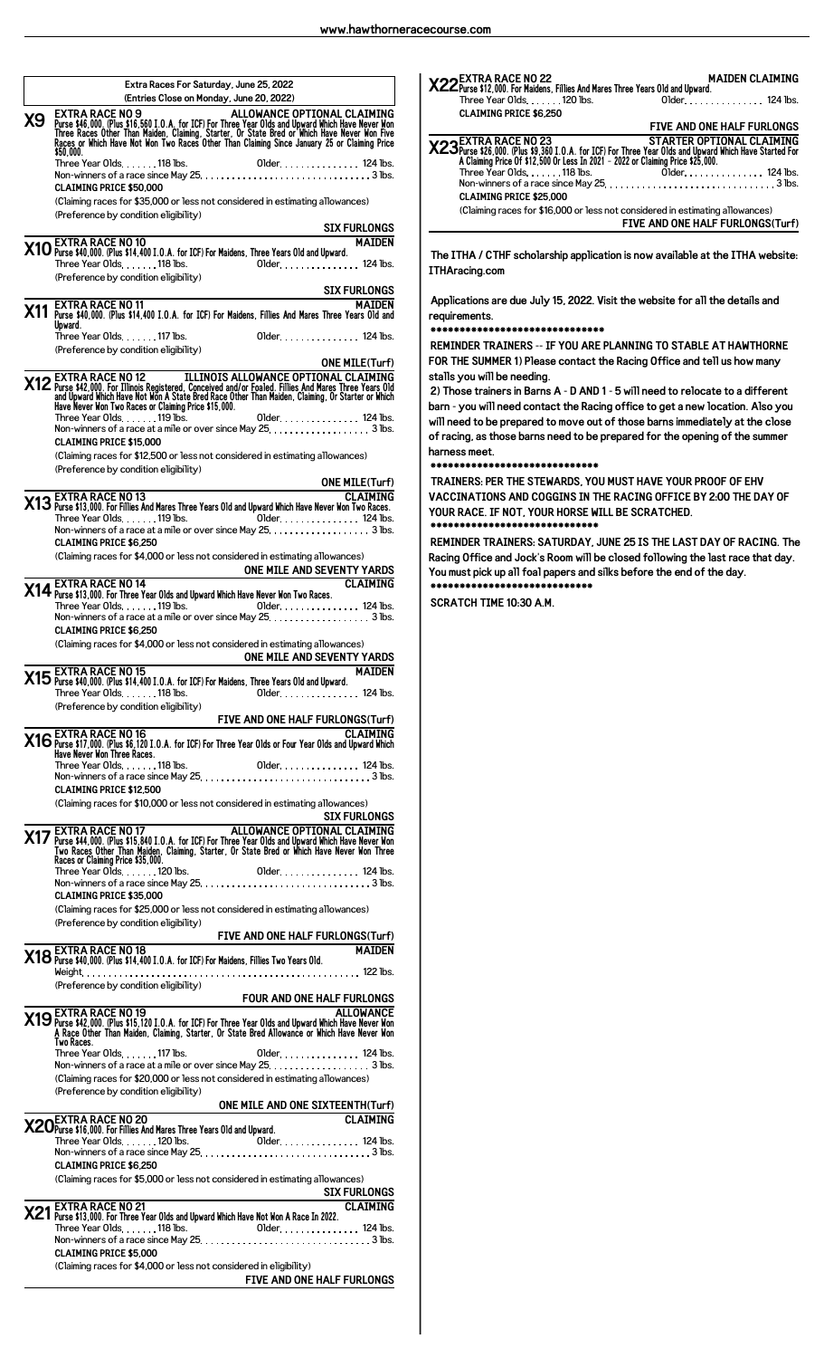## Extra Races For Saturday, June 25, 2022
### (Entries Close on Monday, June 20, 2022)

**X9 EXTRA RACE NO 9** — **ALLOWANCE OPTIONAL CLAIMING**
Purse $46,000. (Plus $16,560 I.O.A. for ICF) For Three Year Olds and Upward Which Have Never Won Three Races Other Than Maiden, Claiming, Starter, Or State Bred or Which Have Never Won Five Races or Which Have Not Won Two Races Other Than Claiming Since January 25 or Claiming Price $50,000.
Three Year Olds. . . . . . 118 lbs. Older. . . . . . . . . . . . . . . 124 lbs.
Non-winners of a race since May 25. . . . . . . . . . . . . . . . . . . . . . . . . . . . . . . 3 lbs.
CLAIMING PRICE $50,000
(Claiming races for $35,000 or less not considered in estimating allowances)
(Preference by condition eligibility)
**SIX FURLONGS**

**X10 EXTRA RACE NO 10** — **MAIDEN**
Purse $40,000. (Plus $14,400 I.O.A. for ICF) For Maidens, Three Years Old and Upward.
Three Year Olds. . . . . . 118 lbs. Older. . . . . . . . . . . . . . . 124 lbs.
(Preference by condition eligibility)
**SIX FURLONGS**

**X11 EXTRA RACE NO 11** — **MAIDEN**
Purse $40,000. (Plus $14,400 I.O.A. for ICF) For Maidens, Fillies And Mares Three Years Old and Upward.
Three Year Olds. . . . . . 117 lbs. Older. . . . . . . . . . . . . . . 124 lbs.
(Preference by condition eligibility)
**ONE MILE(Turf)**

**X12 EXTRA RACE NO 12** — **ILLINOIS ALLOWANCE OPTIONAL CLAIMING**
Purse $42,000. For Illinois Registered, Conceived and/or Foaled. Fillies And Mares Three Years Old and Upward Which Have Not Won A State Bred Race Other Than Maiden, Claiming, Or Starter or Which Have Never Won Two Races or Claiming Price $15,000.
Three Year Olds. . . . . . 119 lbs. Older. . . . . . . . . . . . . . . 124 lbs.
Non-winners of a race at a mile or over since May 25. . . . . . . . . . . . . . . . . . 3 lbs.
CLAIMING PRICE $15,000
(Claiming races for $12,500 or less not considered in estimating allowances)
(Preference by condition eligibility)
**ONE MILE(Turf)**

**X13 EXTRA RACE NO 13** — **CLAIMING**
Purse $13,000. For Fillies And Mares Three Years Old and Upward Which Have Never Won Two Races.
Three Year Olds. . . . . . 119 lbs. Older. . . . . . . . . . . . . . . 124 lbs.
Non-winners of a race at a mile or over since May 25. . . . . . . . . . . . . . . . . . 3 lbs.
CLAIMING PRICE $6,250
(Claiming races for $4,000 or less not considered in estimating allowances)
**ONE MILE AND SEVENTY YARDS**

**X14 EXTRA RACE NO 14** — **CLAIMING**
Purse $13,000. For Three Year Olds and Upward Which Have Never Won Two Races.
Three Year Olds. . . . . . 119 lbs. Older. . . . . . . . . . . . . . . 124 lbs.
Non-winners of a race at a mile or over since May 25. . . . . . . . . . . . . . . . . . 3 lbs.
CLAIMING PRICE $6,250
(Claiming races for $4,000 or less not considered in estimating allowances)
**ONE MILE AND SEVENTY YARDS**

**X15 EXTRA RACE NO 15** — **MAIDEN**
Purse $40,000. (Plus $14,400 I.O.A. for ICF) For Maidens, Three Years Old and Upward.
Three Year Olds. . . . . . 118 lbs. Older. . . . . . . . . . . . . . . 124 lbs.
(Preference by condition eligibility)
**FIVE AND ONE HALF FURLONGS(Turf)**

**X16 EXTRA RACE NO 16** — **CLAIMING**
Purse $17,000. (Plus $6,120 I.O.A. for ICF) For Three Year Olds or Four Year Olds and Upward Which Have Never Won Three Races.
Three Year Olds. . . . . . 118 lbs. Older. . . . . . . . . . . . . . . 124 lbs.
Non-winners of a race since May 25. . . . . . . . . . . . . . . . . . . . . . . . . . . . . . . 3 lbs.
CLAIMING PRICE $12,500
(Claiming races for $10,000 or less not considered in estimating allowances)
**SIX FURLONGS**

**X17 EXTRA RACE NO 17** — **ALLOWANCE OPTIONAL CLAIMING**
Purse $44,000. (Plus $15,840 I.O.A. for ICF) For Three Year Olds and Upward Which Have Never Won Two Races Other Than Maiden, Claiming, Starter, Or State Bred or Which Have Never Won Three Races or Claiming Price $35,000.
Three Year Olds. . . . . . 120 lbs. Older. . . . . . . . . . . . . . . 124 lbs.
Non-winners of a race since May 25. . . . . . . . . . . . . . . . . . . . . . . . . . . . . . . 3 lbs.
CLAIMING PRICE $35,000
(Claiming races for $25,000 or less not considered in estimating allowances)
(Preference by condition eligibility)
**FIVE AND ONE HALF FURLONGS(Turf)**

**X18 EXTRA RACE NO 18** — **MAIDEN**
Purse $40,000. (Plus $14,400 I.O.A. for ICF) For Maidens, Fillies Two Years Old.
Weight. . . . . . . . . . . . . . . . . . . . . . . . . . . . . . . . . . . . . . . . . . . . . . . . . . 122 lbs.
(Preference by condition eligibility)
**FOUR AND ONE HALF FURLONGS**

**X19 EXTRA RACE NO 19** — **ALLOWANCE**
Purse $42,000. (Plus $15,120 I.O.A. for ICF) For Three Year Olds and Upward Which Have Never Won A Race Other Than Maiden, Claiming, Starter, Or State Bred Allowance or Which Have Never Won Two Races.
Three Year Olds. . . . . . 117 lbs. Older. . . . . . . . . . . . . . . 124 lbs.
Non-winners of a race at a mile or over since May 25. . . . . . . . . . . . . . . . . . 3 lbs.
(Claiming races for $20,000 or less not considered in estimating allowances)
(Preference by condition eligibility)
**ONE MILE AND ONE SIXTEENTH(Turf)**

**X20 EXTRA RACE NO 20** — **CLAIMING**
Purse $16,000. For Fillies And Mares Three Years Old and Upward.
Three Year Olds. . . . . . 120 lbs. Older. . . . . . . . . . . . . . . 124 lbs.
Non-winners of a race since May 25. . . . . . . . . . . . . . . . . . . . . . . . . . . . . . . 3 lbs.
CLAIMING PRICE $6,250
(Claiming races for $5,000 or less not considered in estimating allowances)
**SIX FURLONGS**

**X21 EXTRA RACE NO 21** — **CLAIMING**
Purse $13,000. For Three Year Olds and Upward Which Have Not Won A Race In 2022.
Three Year Olds. . . . . . 118 lbs. Older. . . . . . . . . . . . . . . 124 lbs.
Non-winners of a race since May 25. . . . . . . . . . . . . . . . . . . . . . . . . . . . . . . 3 lbs.
CLAIMING PRICE $5,000
(Claiming races for $4,000 or less not considered in eligibility)
**FIVE AND ONE HALF FURLONGS**

**X22 EXTRA RACE NO 22** — **MAIDEN CLAIMING**
Purse $12,000. For Maidens, Fillies And Mares Three Years Old and Upward.
Three Year Olds. . . . . . 120 lbs. Older. . . . . . . . . . . . . . . 124 lbs.
CLAIMING PRICE $6,250
**FIVE AND ONE HALF FURLONGS**

**X23 EXTRA RACE NO 23** — **STARTER OPTIONAL CLAIMING**
Purse $26,000. (Plus $9,360 I.O.A. for ICF) For Three Year Olds and Upward Which Have Started For A Claiming Price Of $12,500 Or Less In 2021 - 2022 or Claiming Price $25,000.
Three Year Olds. . . . . . 118 lbs. Older. . . . . . . . . . . . . . . 124 lbs.
Non-winners of a race since May 25. . . . . . . . . . . . . . . . . . . . . . . . . . . . . . . 3 lbs.
CLAIMING PRICE $25,000
(Claiming races for $16,000 or less not considered in estimating allowances)
**FIVE AND ONE HALF FURLONGS(Turf)**

The ITHA / CTHF scholarship application is now available at the ITHA website: ITHAracing.com

Applications are due July 15, 2022. Visit the website for all the details and requirements.

******************************

REMINDER TRAINERS -- IF YOU ARE PLANNING TO STABLE AT HAWTHORNE FOR THE SUMMER 1) Please contact the Racing Office and tell us how many stalls you will be needing.

2) Those trainers in Barns A - D AND 1 - 5 will need to relocate to a different barn - you will need contact the Racing office to get a new location. Also you will need to be prepared to move out of those barns immediately at the close of racing, as those barns need to be prepared for the opening of the summer harness meet.

******************************

TRAINERS: PER THE STEWARDS, YOU MUST HAVE YOUR PROOF OF EHV VACCINATIONS AND COGGINS IN THE RACING OFFICE BY 2:00 THE DAY OF YOUR RACE. IF NOT, YOUR HORSE WILL BE SCRATCHED.

******************************

REMINDER TRAINERS: SATURDAY, JUNE 25 IS THE LAST DAY OF RACING. The Racing Office and Jock's Room will be closed following the last race that day. You must pick up all foal papers and silks before the end of the day.

******************************

SCRATCH TIME 10:30 A.M.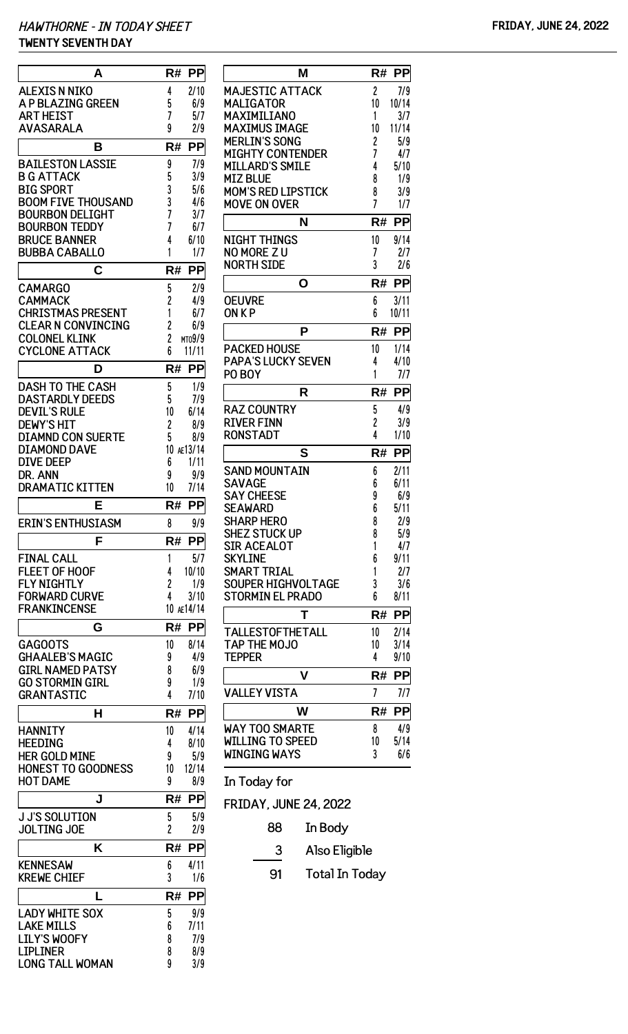# HAWTHORNE - IN TODAY SHEET

**FRIDAY, JUNE 24, 2022**

**TWENTY SEVENTH DAY**

| A | R# | PP |
|---|---|---|
| ALEXIS N NIKO | 4 | 2/10 |
| A P BLAZING GREEN | 5 | 6/9 |
| ART HEIST | 7 | 5/7 |
| AVASARALA | 9 | 2/9 |

| B | R# | PP |
|---|---|---|
| BAILESTON LASSIE | 9 | 7/9 |
| B G ATTACK | 5 | 3/9 |
| BIG SPORT | 3 | 5/6 |
| BOOM FIVE THOUSAND | 3 | 4/6 |
| BOURBON DELIGHT | 7 | 3/7 |
| BOURBON TEDDY | 7 | 6/7 |
| BRUCE BANNER | 4 | 6/10 |
| BUBBA CABALLO | 1 | 1/7 |

| C | R# | PP |
|---|---|---|
| CAMARGO | 5 | 2/9 |
| CAMMACK | 2 | 4/9 |
| CHRISTMAS PRESENT | 1 | 6/7 |
| CLEAR N CONVINCING | 2 | 6/9 |
| COLONEL KLINK | 2 | MTO9/9 |
| CYCLONE ATTACK | 6 | 11/11 |

| D | R# | PP |
|---|---|---|
| DASH TO THE CASH | 5 | 1/9 |
| DASTARDLY DEEDS | 5 | 7/9 |
| DEVIL'S RULE | 10 | 6/14 |
| DEWY'S HIT | 2 | 8/9 |
| DIAMND CON SUERTE | 5 | 8/9 |
| DIAMOND DAVE | 10 | AE13/14 |
| DIVE DEEP | 6 | 1/11 |
| DR. ANN | 9 | 9/9 |
| DRAMATIC KITTEN | 10 | 7/14 |

| E | R# | PP |
|---|---|---|
| ERIN'S ENTHUSIASM | 8 | 9/9 |

| F | R# | PP |
|---|---|---|
| FINAL CALL | 1 | 5/7 |
| FLEET OF HOOF | 4 | 10/10 |
| FLY NIGHTLY | 2 | 1/9 |
| FORWARD CURVE | 4 | 3/10 |
| FRANKINCENSE | 10 | AE14/14 |

| G | R# | PP |
|---|---|---|
| GAGOOTS | 10 | 8/14 |
| GHAALEB'S MAGIC | 9 | 4/9 |
| GIRL NAMED PATSY | 8 | 6/9 |
| GO STORMIN GIRL | 9 | 1/9 |
| GRANTASTIC | 4 | 7/10 |

| H | R# | PP |
|---|---|---|
| HANNITY | 10 | 4/14 |
| HEEDING | 4 | 8/10 |
| HER GOLD MINE | 9 | 5/9 |
| HONEST TO GOODNESS | 10 | 12/14 |
| HOT DAME | 9 | 8/9 |

| J | R# | PP |
|---|---|---|
| J J'S SOLUTION | 5 | 5/9 |
| JOLTING JOE | 2 | 2/9 |

| K | R# | PP |
|---|---|---|
| KENNESAW | 6 | 4/11 |
| KREWE CHIEF | 3 | 1/6 |

| L | R# | PP |
|---|---|---|
| LADY WHITE SOX | 5 | 9/9 |
| LAKE MILLS | 6 | 7/11 |
| LILY'S WOOFY | 8 | 7/9 |
| LIPLINER | 8 | 8/9 |
| LONG TALL WOMAN | 9 | 3/9 |

| M | R# | PP |
|---|---|---|
| MAJESTIC ATTACK | 2 | 7/9 |
| MALIGATOR | 10 | 10/14 |
| MAXIMILIANO | 1 | 3/7 |
| MAXIMUS IMAGE | 10 | 11/14 |
| MERLIN'S SONG | 2 | 5/9 |
| MIGHTY CONTENDER | 7 | 4/7 |
| MILLARD'S SMILE | 4 | 5/10 |
| MIZ BLUE | 8 | 1/9 |
| MOM'S RED LIPSTICK | 8 | 3/9 |
| MOVE ON OVER | 7 | 1/7 |

| N | R# | PP |
|---|---|---|
| NIGHT THINGS | 10 | 9/14 |
| NO MORE Z U | 7 | 2/7 |
| NORTH SIDE | 3 | 2/6 |

| O | R# | PP |
|---|---|---|
| OEUVRE | 6 | 3/11 |
| ON K P | 6 | 10/11 |

| P | R# | PP |
|---|---|---|
| PACKED HOUSE | 10 | 1/14 |
| PAPA'S LUCKY SEVEN | 4 | 4/10 |
| PO BOY | 1 | 7/7 |

| R | R# | PP |
|---|---|---|
| RAZ COUNTRY | 5 | 4/9 |
| RIVER FINN | 2 | 3/9 |
| RONSTADT | 4 | 1/10 |

| S | R# | PP |
|---|---|---|
| SAND MOUNTAIN | 6 | 2/11 |
| SAVAGE | 6 | 6/11 |
| SAY CHEESE | 9 | 6/9 |
| SEAWARD | 6 | 5/11 |
| SHARP HERO | 8 | 2/9 |
| SHEZ STUCK UP | 8 | 5/9 |
| SIR ACEALOT | 1 | 4/7 |
| SKYLINE | 6 | 9/11 |
| SMART TRIAL | 1 | 2/7 |
| SOUPER HIGHVOLTAGE | 3 | 3/6 |
| STORMIN EL PRADO | 6 | 8/11 |

| T | R# | PP |
|---|---|---|
| TALLESTOFTHETALL | 10 | 2/14 |
| TAP THE MOJO | 10 | 3/14 |
| TEPPER | 4 | 9/10 |

| V | R# | PP |
|---|---|---|
| VALLEY VISTA | 7 | 7/7 |

| W | R# | PP |
|---|---|---|
| WAY TOO SMARTE | 8 | 4/9 |
| WILLING TO SPEED | 10 | 5/14 |
| WINGING WAYS | 3 | 6/6 |

In Today for

FRIDAY, JUNE 24, 2022

| | |
|---|---|
| 88 | In Body |
| 3 | Also Eligible |
| 91 | Total In Today |